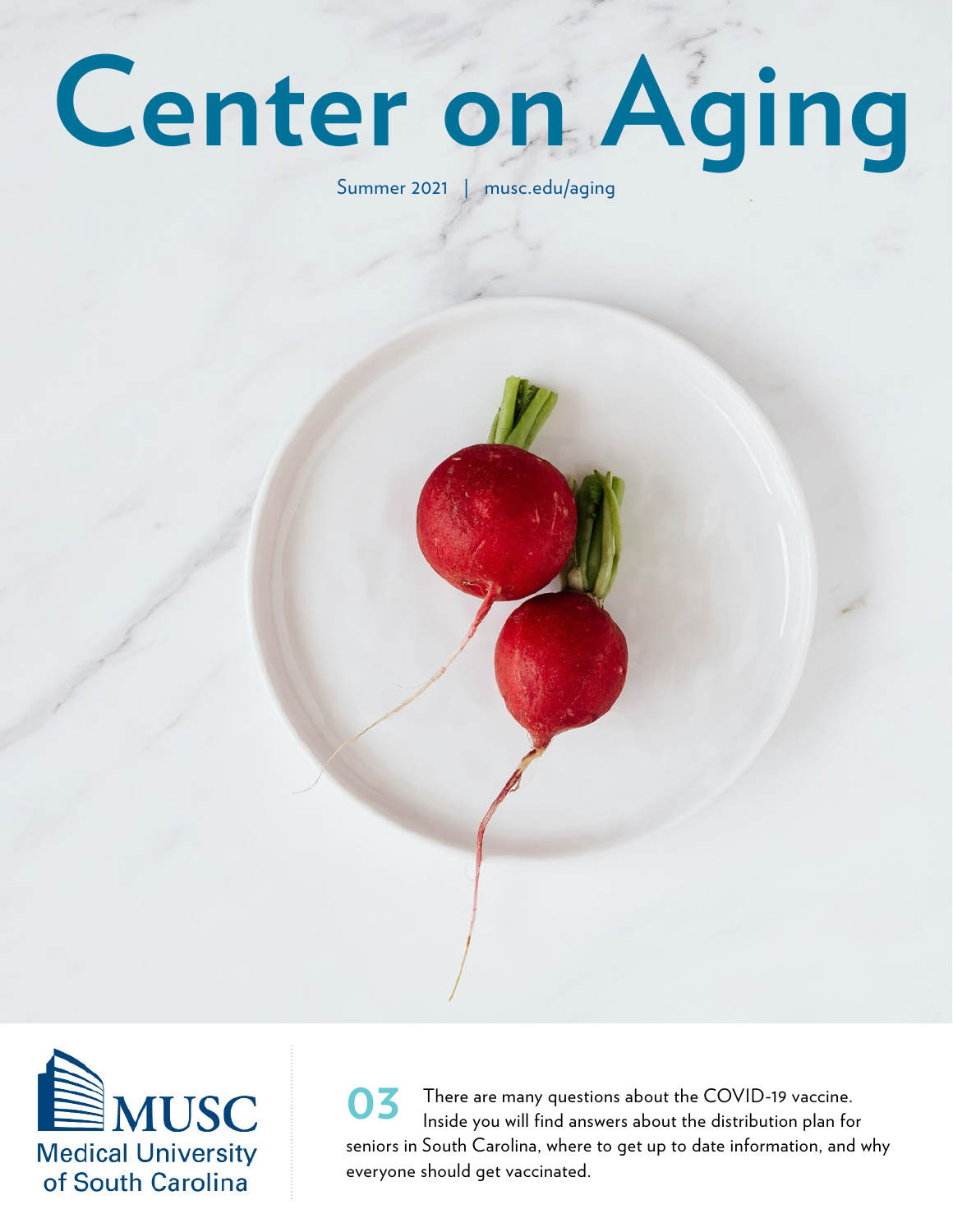# Center on Aging

Summer 2021 | musc.edu/aging

MUSC Medical University of South Carolina

**03** There are many questions about the COVID-19 vaccine. Inside you will find answers about the distribution plan for seniors in South Carolina, where to get up to date information, and why everyone should get vaccinated.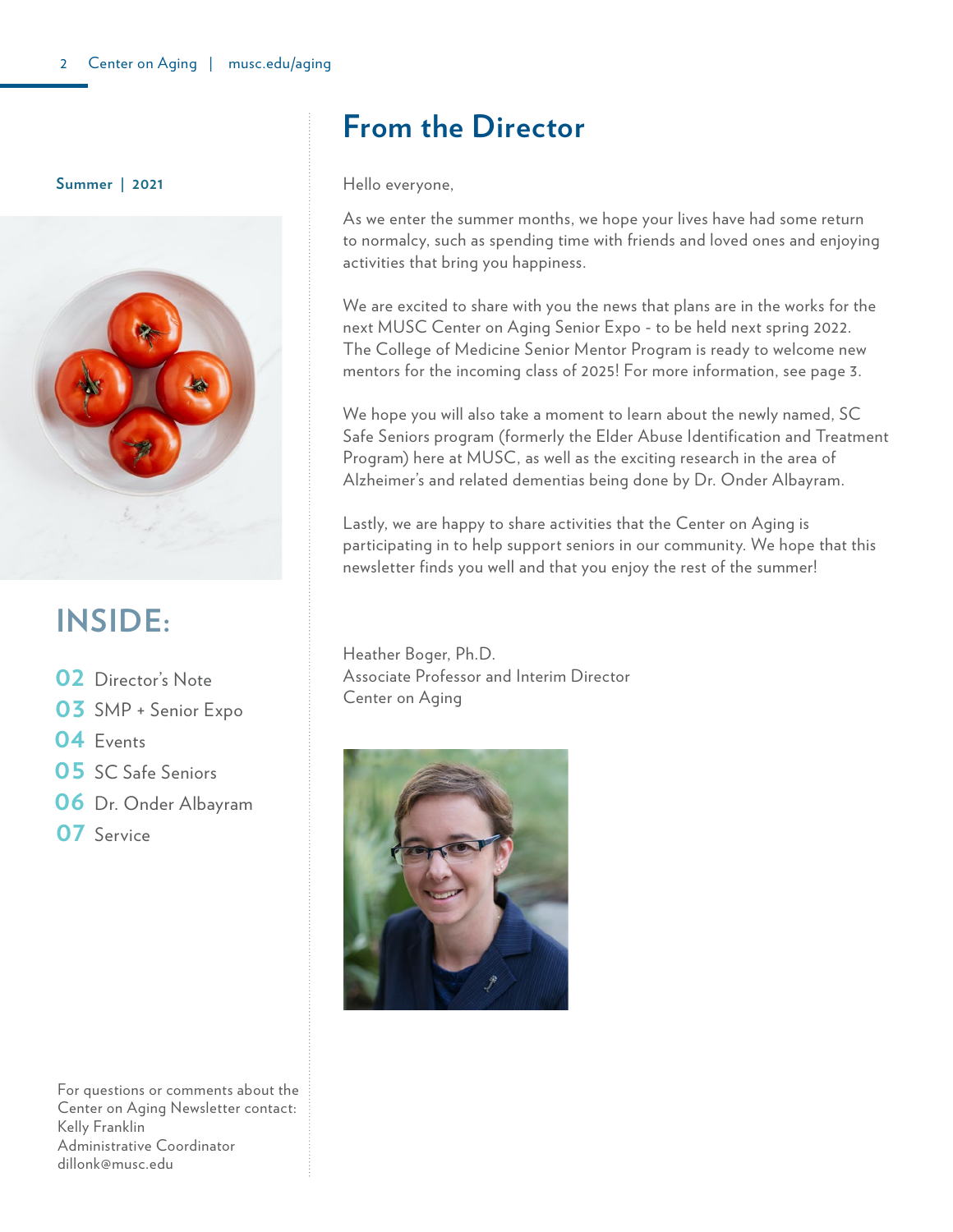Summer | 2021

## INSIDE:

**02** Director's Note
**03** SMP + Senior Expo
**04** Events
**05** SC Safe Seniors
**06** Dr. Onder Albayram
**07** Service

For questions or comments about the Center on Aging Newsletter contact:
Kelly Franklin
Administrative Coordinator
dillonk@musc.edu

# From the Director

Hello everyone,

As we enter the summer months, we hope your lives have had some return to normalcy, such as spending time with friends and loved ones and enjoying activities that bring you happiness.

We are excited to share with you the news that plans are in the works for the next MUSC Center on Aging Senior Expo - to be held next spring 2022. The College of Medicine Senior Mentor Program is ready to welcome new mentors for the incoming class of 2025! For more information, see page 3.

We hope you will also take a moment to learn about the newly named, SC Safe Seniors program (formerly the Elder Abuse Identification and Treatment Program) here at MUSC, as well as the exciting research in the area of Alzheimer's and related dementias being done by Dr. Onder Albayram.

Lastly, we are happy to share activities that the Center on Aging is participating in to help support seniors in our community. We hope that this newsletter finds you well and that you enjoy the rest of the summer!

Heather Boger, Ph.D.
Associate Professor and Interim Director
Center on Aging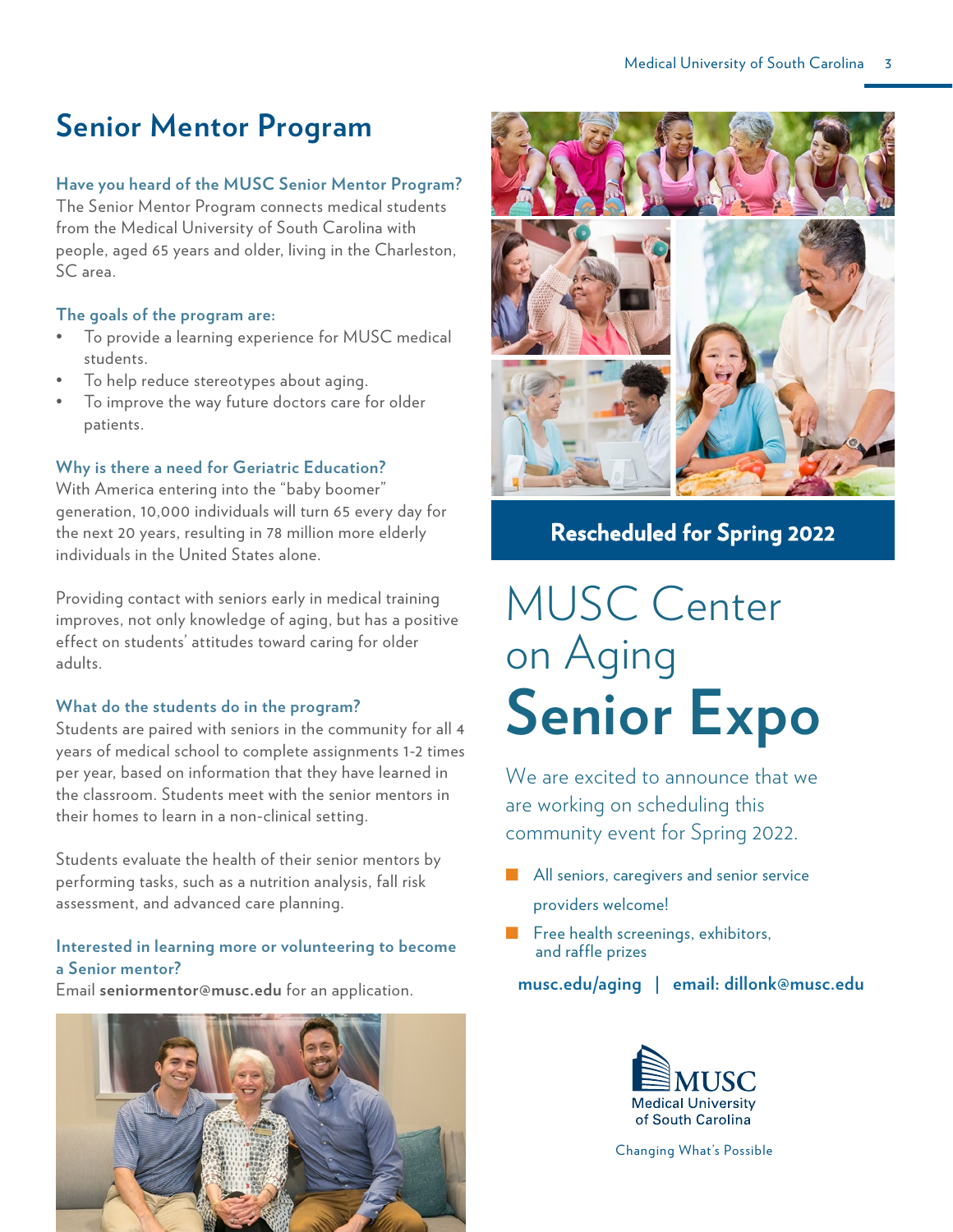## Senior Mentor Program

### Have you heard of the MUSC Senior Mentor Program?

The Senior Mentor Program connects medical students from the Medical University of South Carolina with people, aged 65 years and older, living in the Charleston, SC area.

### The goals of the program are:

- To provide a learning experience for MUSC medical students.
- To help reduce stereotypes about aging.
- To improve the way future doctors care for older patients.

### Why is there a need for Geriatric Education?

With America entering into the "baby boomer" generation, 10,000 individuals will turn 65 every day for the next 20 years, resulting in 78 million more elderly individuals in the United States alone.

Providing contact with seniors early in medical training improves, not only knowledge of aging, but has a positive effect on students' attitudes toward caring for older adults.

### What do the students do in the program?

Students are paired with seniors in the community for all 4 years of medical school to complete assignments 1-2 times per year, based on information that they have learned in the classroom. Students meet with the senior mentors in their homes to learn in a non-clinical setting.

Students evaluate the health of their senior mentors by performing tasks, such as a nutrition analysis, fall risk assessment, and advanced care planning.

### Interested in learning more or volunteering to become a Senior mentor?

Email **seniormentor@musc.edu** for an application.

**Rescheduled for Spring 2022**

# MUSC Center on Aging **Senior Expo**

We are excited to announce that we are working on scheduling this community event for Spring 2022.

- All seniors, caregivers and senior service providers welcome!
- Free health screenings, exhibitors, and raffle prizes

**musc.edu/aging | email: dillonk@musc.edu**

MUSC Medical University of South Carolina

Changing What's Possible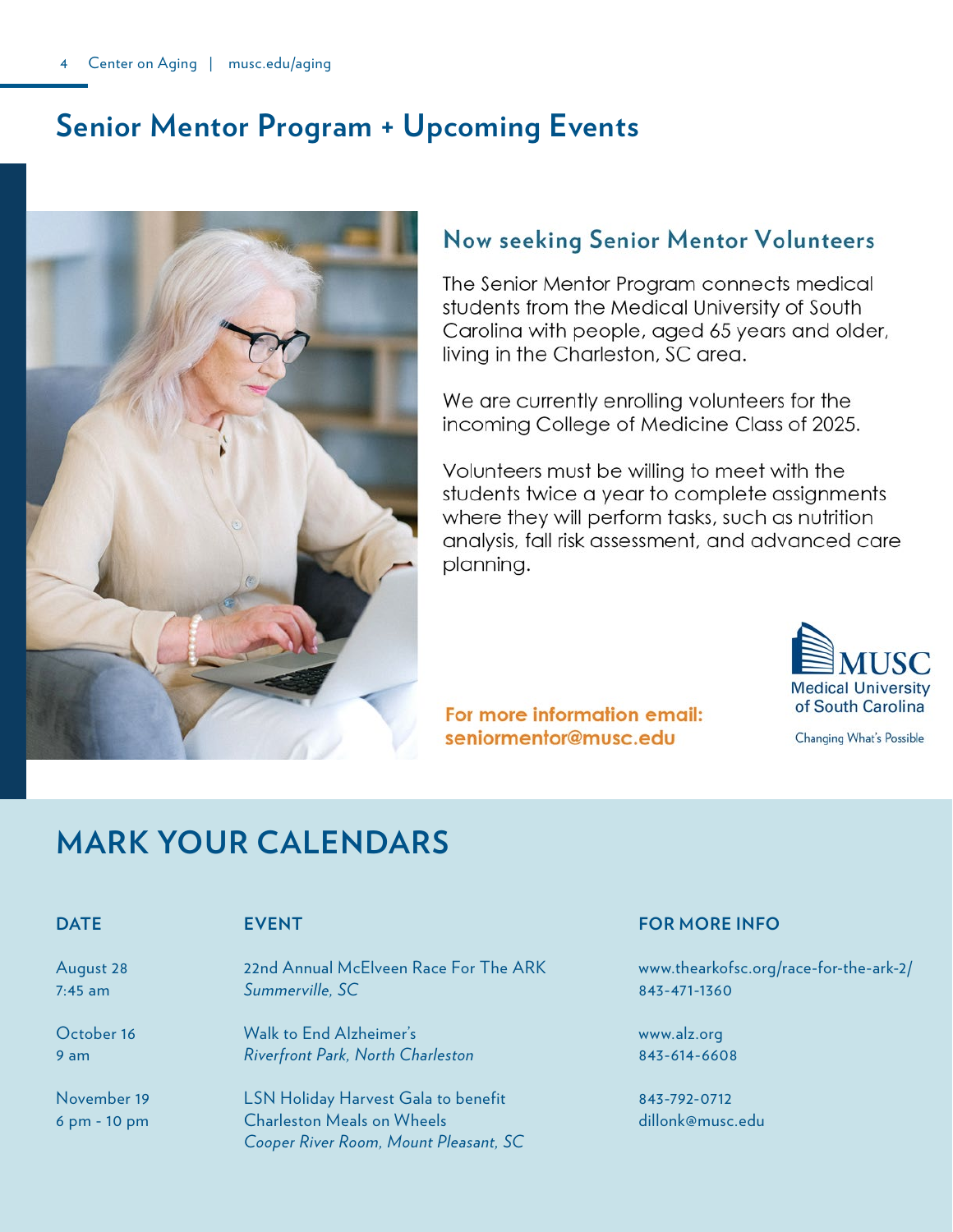# Senior Mentor Program + Upcoming Events

## Now seeking Senior Mentor Volunteers

The Senior Mentor Program connects medical students from the Medical University of South Carolina with people, aged 65 years and older, living in the Charleston, SC area.

We are currently enrolling volunteers for the incoming College of Medicine Class of 2025.

Volunteers must be willing to meet with the students twice a year to complete assignments where they will perform tasks, such as nutrition analysis, fall risk assessment, and advanced care planning.

**For more information email: seniormentor@musc.edu**

MUSC Medical University of South Carolina

Changing What's Possible

## MARK YOUR CALENDARS

| DATE | EVENT | FOR MORE INFO |
|---|---|---|
| August 28<br>7:45 am | 22nd Annual McElveen Race For The ARK<br>*Summerville, SC* | www.thearkofsc.org/race-for-the-ark-2/<br>843-471-1360 |
| October 16<br>9 am | Walk to End Alzheimer's<br>*Riverfront Park, North Charleston* | www.alz.org<br>843-614-6608 |
| November 19<br>6 pm - 10 pm | LSN Holiday Harvest Gala to benefit Charleston Meals on Wheels<br>*Cooper River Room, Mount Pleasant, SC* | 843-792-0712<br>dillonk@musc.edu |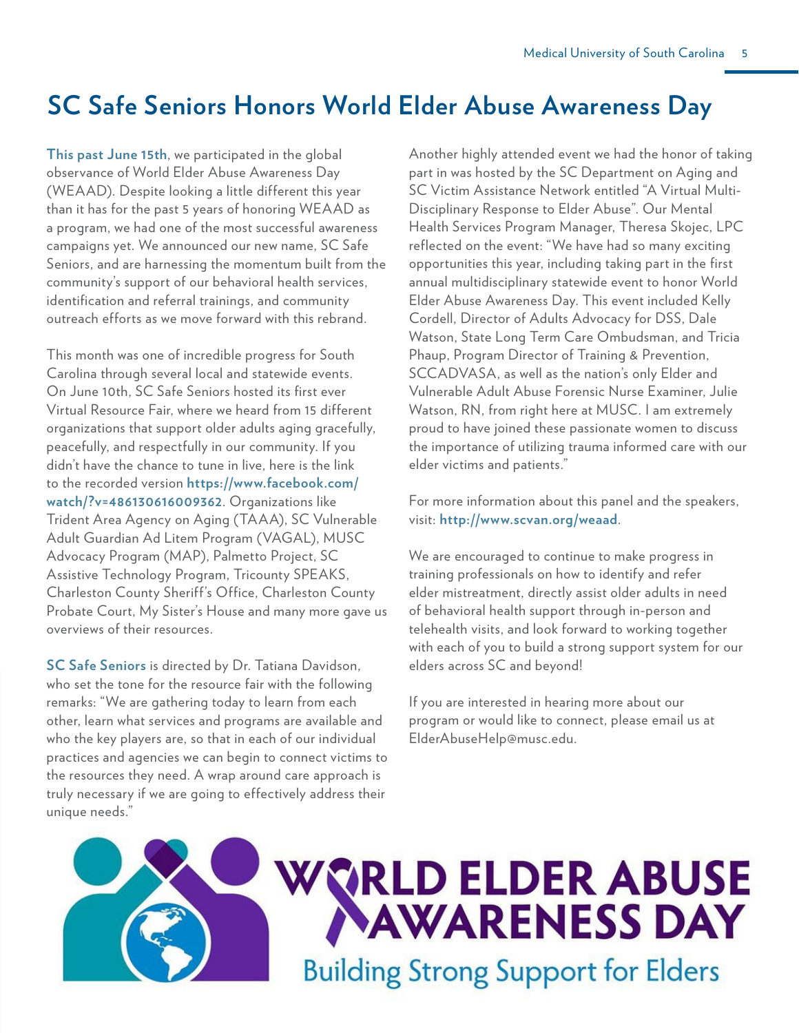# SC Safe Seniors Honors World Elder Abuse Awareness Day

**This past June 15th**, we participated in the global observance of World Elder Abuse Awareness Day (WEAAD). Despite looking a little different this year than it has for the past 5 years of honoring WEAAD as a program, we had one of the most successful awareness campaigns yet. We announced our new name, SC Safe Seniors, and are harnessing the momentum built from the community's support of our behavioral health services, identification and referral trainings, and community outreach efforts as we move forward with this rebrand.

This month was one of incredible progress for South Carolina through several local and statewide events. On June 10th, SC Safe Seniors hosted its first ever Virtual Resource Fair, where we heard from 15 different organizations that support older adults aging gracefully, peacefully, and respectfully in our community. If you didn't have the chance to tune in live, here is the link to the recorded version **https://www.facebook.com/watch/?v=486130616009362**. Organizations like Trident Area Agency on Aging (TAAA), SC Vulnerable Adult Guardian Ad Litem Program (VAGAL), MUSC Advocacy Program (MAP), Palmetto Project, SC Assistive Technology Program, Tricounty SPEAKS, Charleston County Sheriff's Office, Charleston County Probate Court, My Sister's House and many more gave us overviews of their resources.

**SC Safe Seniors** is directed by Dr. Tatiana Davidson, who set the tone for the resource fair with the following remarks: "We are gathering today to learn from each other, learn what services and programs are available and who the key players are, so that in each of our individual practices and agencies we can begin to connect victims to the resources they need. A wrap around care approach is truly necessary if we are going to effectively address their unique needs."

Another highly attended event we had the honor of taking part in was hosted by the SC Department on Aging and SC Victim Assistance Network entitled "A Virtual Multi-Disciplinary Response to Elder Abuse". Our Mental Health Services Program Manager, Theresa Skojec, LPC reflected on the event: "We have had so many exciting opportunities this year, including taking part in the first annual multidisciplinary statewide event to honor World Elder Abuse Awareness Day. This event included Kelly Cordell, Director of Adults Advocacy for DSS, Dale Watson, State Long Term Care Ombudsman, and Tricia Phaup, Program Director of Training & Prevention, SCCADVASA, as well as the nation's only Elder and Vulnerable Adult Abuse Forensic Nurse Examiner, Julie Watson, RN, from right here at MUSC. I am extremely proud to have joined these passionate women to discuss the importance of utilizing trauma informed care with our elder victims and patients."

For more information about this panel and the speakers, visit: **http://www.scvan.org/weaad**.

We are encouraged to continue to make progress in training professionals on how to identify and refer elder mistreatment, directly assist older adults in need of behavioral health support through in-person and telehealth visits, and look forward to working together with each of you to build a strong support system for our elders across SC and beyond!

If you are interested in hearing more about our program or would like to connect, please email us at ElderAbuseHelp@musc.edu.

WORLD ELDER ABUSE AWARENESS DAY

Building Strong Support for Elders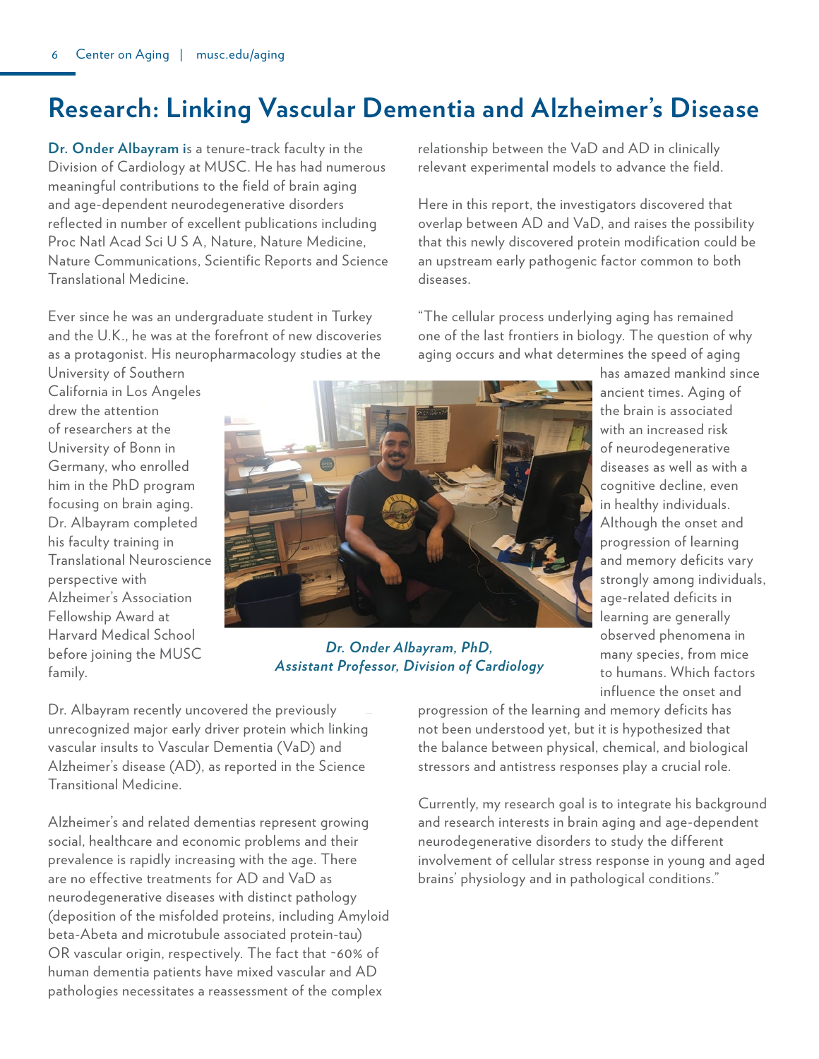# Research: Linking Vascular Dementia and Alzheimer's Disease

**Dr. Onder Albayram i**s a tenure-track faculty in the Division of Cardiology at MUSC. He has had numerous meaningful contributions to the field of brain aging and age-dependent neurodegenerative disorders reflected in number of excellent publications including Proc Natl Acad Sci U S A, Nature, Nature Medicine, Nature Communications, Scientific Reports and Science Translational Medicine.

Ever since he was an undergraduate student in Turkey and the U.K., he was at the forefront of new discoveries as a protagonist. His neuropharmacology studies at the University of Southern California in Los Angeles drew the attention of researchers at the University of Bonn in Germany, who enrolled him in the PhD program focusing on brain aging. Dr. Albayram completed his faculty training in Translational Neuroscience perspective with Alzheimer's Association Fellowship Award at Harvard Medical School before joining the MUSC family.

***Dr. Onder Albayram, PhD, Assistant Professor, Division of Cardiology***

Dr. Albayram recently uncovered the previously unrecognized major early driver protein which linking vascular insults to Vascular Dementia (VaD) and Alzheimer's disease (AD), as reported in the Science Transitional Medicine.

Alzheimer's and related dementias represent growing social, healthcare and economic problems and their prevalence is rapidly increasing with the age. There are no effective treatments for AD and VaD as neurodegenerative diseases with distinct pathology (deposition of the misfolded proteins, including Amyloid beta-Abeta and microtubule associated protein-tau) OR vascular origin, respectively. The fact that ~60% of human dementia patients have mixed vascular and AD pathologies necessitates a reassessment of the complex relationship between the VaD and AD in clinically relevant experimental models to advance the field.

Here in this report, the investigators discovered that overlap between AD and VaD, and raises the possibility that this newly discovered protein modification could be an upstream early pathogenic factor common to both diseases.

"The cellular process underlying aging has remained one of the last frontiers in biology. The question of why aging occurs and what determines the speed of aging has amazed mankind since ancient times. Aging of the brain is associated with an increased risk of neurodegenerative diseases as well as with a cognitive decline, even in healthy individuals. Although the onset and progression of learning and memory deficits vary strongly among individuals, age-related deficits in learning are generally observed phenomena in many species, from mice to humans. Which factors influence the onset and progression of the learning and memory deficits has not been understood yet, but it is hypothesized that the balance between physical, chemical, and biological stressors and antistress responses play a crucial role.

Currently, my research goal is to integrate his background and research interests in brain aging and age-dependent neurodegenerative disorders to study the different involvement of cellular stress response in young and aged brains' physiology and in pathological conditions."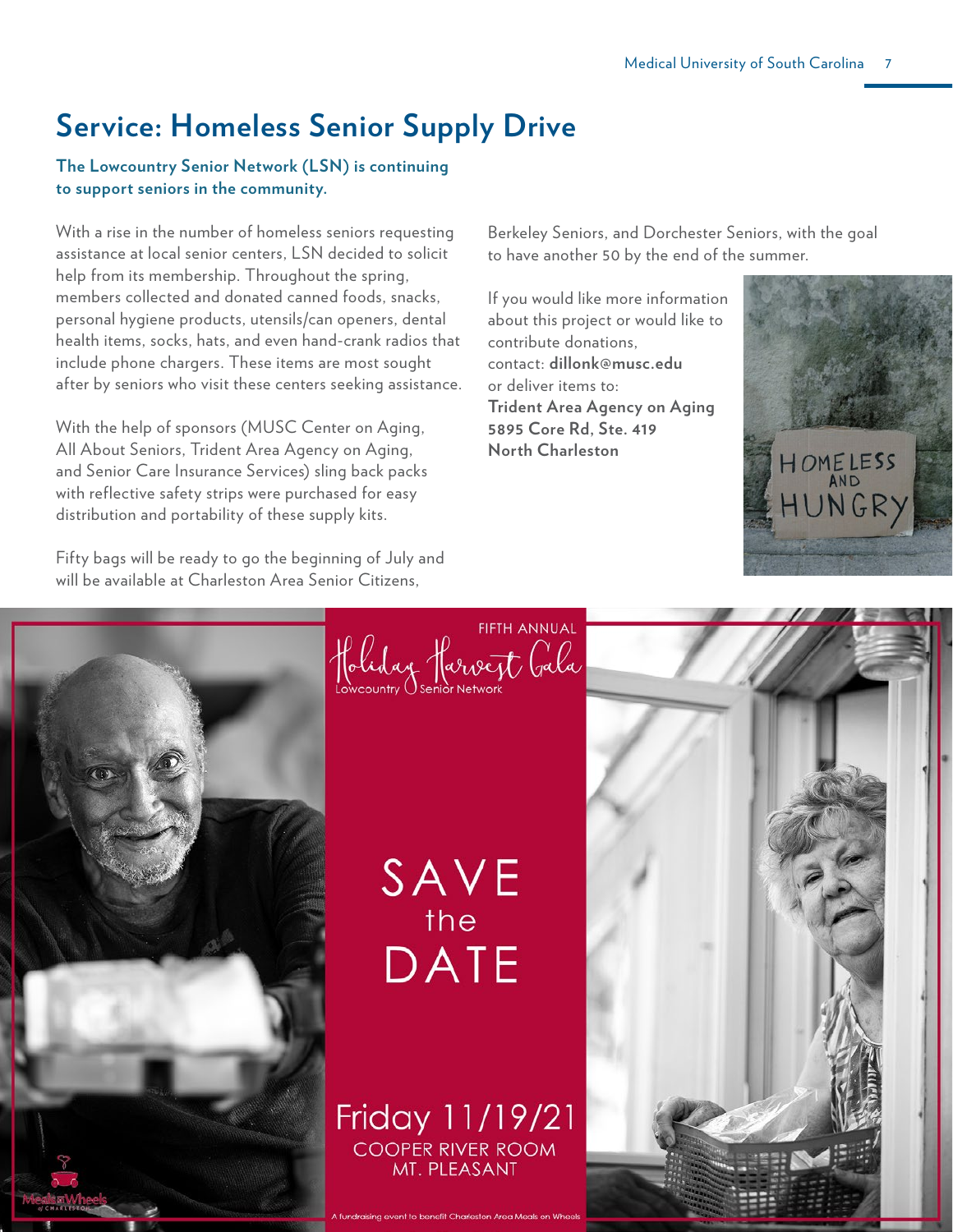## Service: Homeless Senior Supply Drive

**The Lowcountry Senior Network (LSN) is continuing to support seniors in the community.**

With a rise in the number of homeless seniors requesting assistance at local senior centers, LSN decided to solicit help from its membership. Throughout the spring, members collected and donated canned foods, snacks, personal hygiene products, utensils/can openers, dental health items, socks, hats, and even hand-crank radios that include phone chargers. These items are most sought after by seniors who visit these centers seeking assistance.

With the help of sponsors (MUSC Center on Aging, All About Seniors, Trident Area Agency on Aging, and Senior Care Insurance Services) sling back packs with reflective safety strips were purchased for easy distribution and portability of these supply kits.

Fifty bags will be ready to go the beginning of July and will be available at Charleston Area Senior Citizens, Berkeley Seniors, and Dorchester Seniors, with the goal to have another 50 by the end of the summer.

If you would like more information about this project or would like to contribute donations, contact: **dillonk@musc.edu** or deliver items to:
**Trident Area Agency on Aging**
**5895 Core Rd, Ste. 419**
**North Charleston**

HOMELESS AND HUNGRY

FIFTH ANNUAL

Holiday Harvest Gala

Lowcountry Senior Network

SAVE the DATE

Friday 11/19/21

COOPER RIVER ROOM

MT. PLEASANT

A fundraising event to benefit Charleston Area Meals on Wheels

Meals on Wheels of Charleston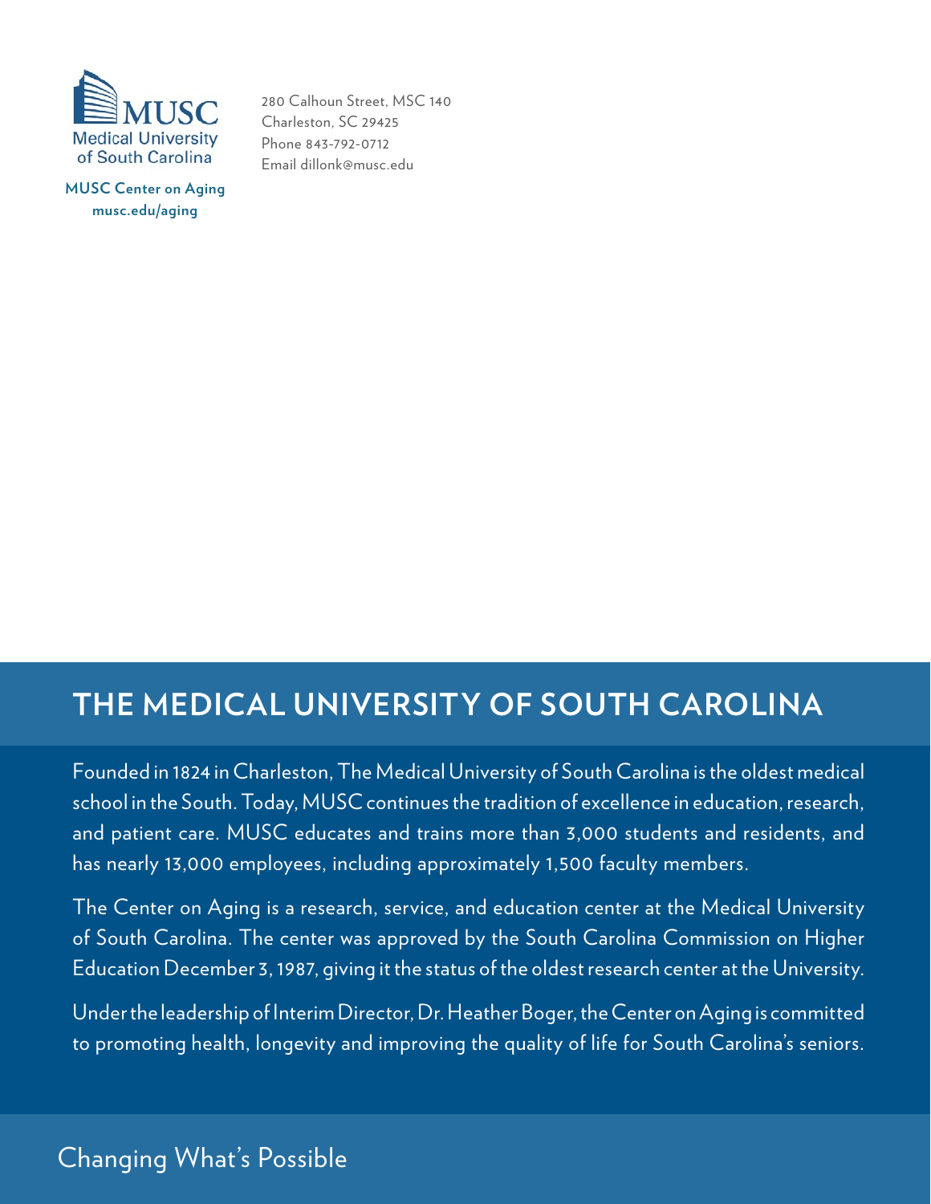MUSC Medical University of South Carolina

**MUSC Center on Aging**
**musc.edu/aging**

280 Calhoun Street, MSC 140
Charleston, SC 29425
Phone 843-792-0712
Email dillonk@musc.edu

## THE MEDICAL UNIVERSITY OF SOUTH CAROLINA

Founded in 1824 in Charleston, The Medical University of South Carolina is the oldest medical school in the South. Today, MUSC continues the tradition of excellence in education, research, and patient care. MUSC educates and trains more than 3,000 students and residents, and has nearly 13,000 employees, including approximately 1,500 faculty members.

The Center on Aging is a research, service, and education center at the Medical University of South Carolina. The center was approved by the South Carolina Commission on Higher Education December 3, 1987, giving it the status of the oldest research center at the University.

Under the leadership of Interim Director, Dr. Heather Boger, the Center on Aging is committed to promoting health, longevity and improving the quality of life for South Carolina's seniors.

Changing What's Possible